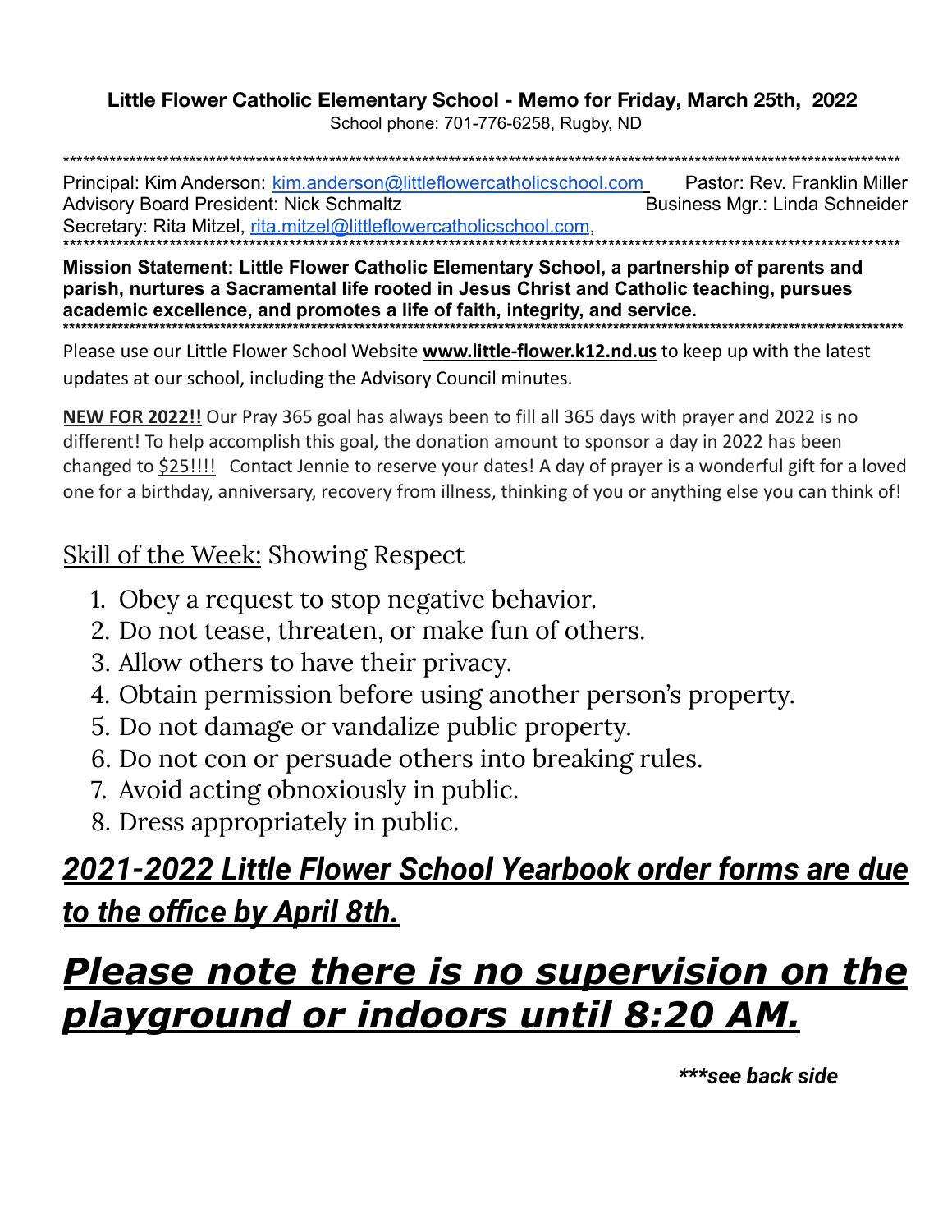**Little Flower Catholic Elementary School - Memo for Friday, March 25th, 2022**

School phone: 701-776-6258, Rugby, ND

************************************************************************************************************************

Principal: Kim Anderson: kim.anderson@littleflowercatholicschool.com Pastor: Rev. Franklin Miller

Advisory Board President: Nick Schmaltz Business Mgr.: Linda Schneider

Secretary: Rita Mitzel, rita.mitzel@littleflowercatholicschool.com,

************************************************************************************************************************

**Mission Statement: Little Flower Catholic Elementary School, a partnership of parents and parish, nurtures a Sacramental life rooted in Jesus Christ and Catholic teaching, pursues academic excellence, and promotes a life of faith, integrity, and service.**

************************************************************************************************************************

Please use our Little Flower School Website **www.little-flower.k12.nd.us** to keep up with the latest updates at our school, including the Advisory Council minutes.

**NEW FOR 2022!!** Our Pray 365 goal has always been to fill all 365 days with prayer and 2022 is no different! To help accomplish this goal, the donation amount to sponsor a day in 2022 has been changed to $25!!!! Contact Jennie to reserve your dates! A day of prayer is a wonderful gift for a loved one for a birthday, anniversary, recovery from illness, thinking of you or anything else you can think of!

## Skill of the Week: Showing Respect

1. Obey a request to stop negative behavior.
2. Do not tease, threaten, or make fun of others.
3. Allow others to have their privacy.
4. Obtain permission before using another person's property.
5. Do not damage or vandalize public property.
6. Do not con or persuade others into breaking rules.
7. Avoid acting obnoxiously in public.
8. Dress appropriately in public.

## ***2021-2022 Little Flower School Yearbook order forms are due to the office by April 8th.***

# ***Please note there is no supervision on the playground or indoors until 8:20 AM.***

***\*\*\*see back side***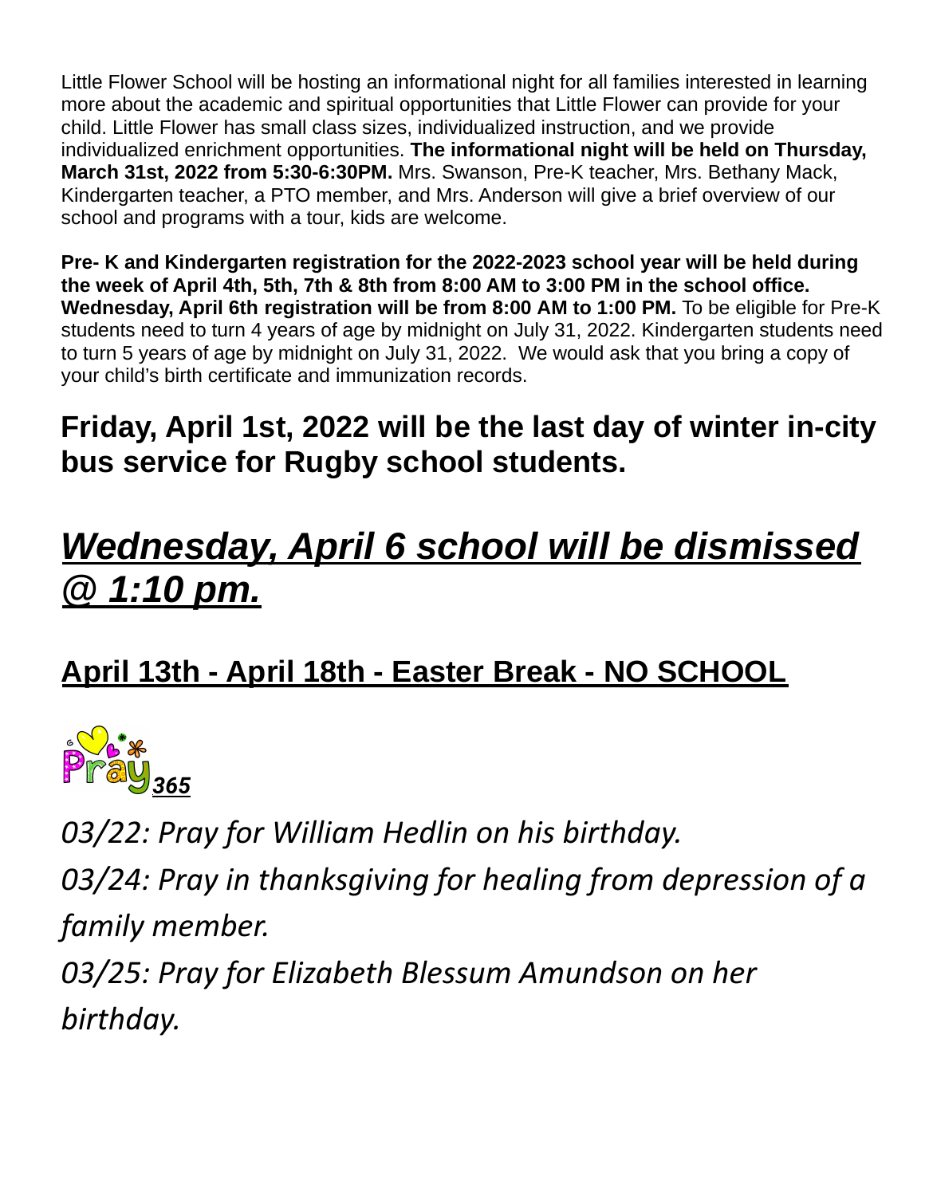Little Flower School will be hosting an informational night for all families interested in learning more about the academic and spiritual opportunities that Little Flower can provide for your child. Little Flower has small class sizes, individualized instruction, and we provide individualized enrichment opportunities. **The informational night will be held on Thursday, March 31st, 2022 from 5:30-6:30PM.** Mrs. Swanson, Pre-K teacher, Mrs. Bethany Mack, Kindergarten teacher, a PTO member, and Mrs. Anderson will give a brief overview of our school and programs with a tour, kids are welcome.

**Pre- K and Kindergarten registration for the 2022-2023 school year will be held during the week of April 4th, 5th, 7th & 8th from 8:00 AM to 3:00 PM in the school office. Wednesday, April 6th registration will be from 8:00 AM to 1:00 PM.** To be eligible for Pre-K students need to turn 4 years of age by midnight on July 31, 2022. Kindergarten students need to turn 5 years of age by midnight on July 31, 2022. We would ask that you bring a copy of your child's birth certificate and immunization records.

## Friday, April 1st, 2022 will be the last day of winter in-city bus service for Rugby school students.

# *Wednesday, April 6 school will be dismissed @ 1:10 pm.*

## April 13th - April 18th - Easter Break - NO SCHOOL

Pray *365*

*03/22: Pray for William Hedlin on his birthday.*

*03/24: Pray in thanksgiving for healing from depression of a family member.*

*03/25: Pray for Elizabeth Blessum Amundson on her birthday.*